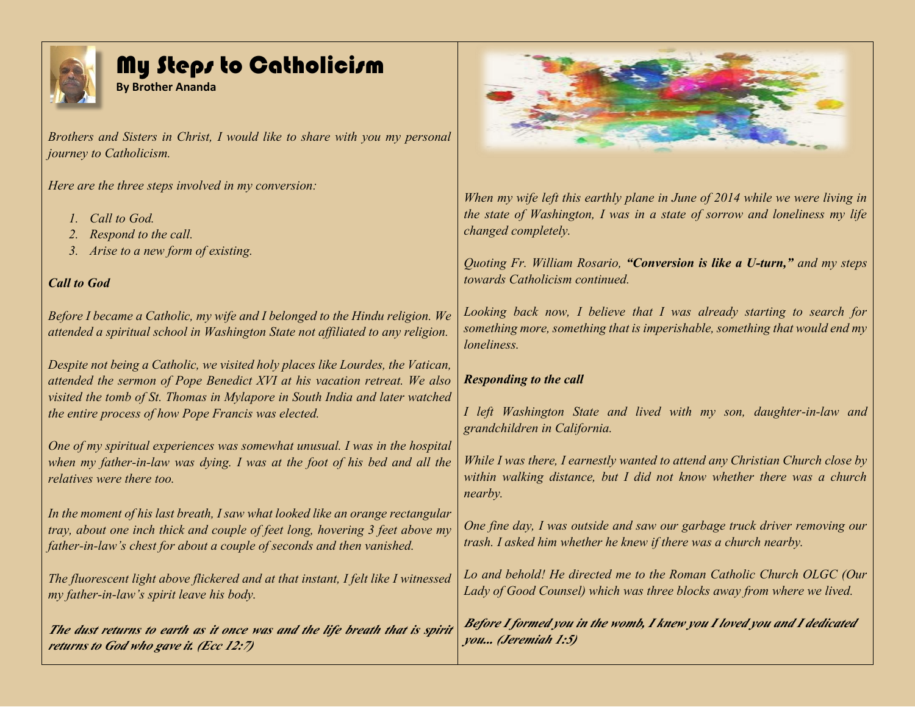# My Steps to Catholicism

**By Brother Ananda**

*Brothers and Sisters in Christ, I would like to share with you my personal journey to Catholicism.*

*Here are the three steps involved in my conversion:*

1. *Call to God.*
2. *Respond to the call.*
3. *Arise to a new form of existing.*

***Call to God***

*Before I became a Catholic, my wife and I belonged to the Hindu religion. We attended a spiritual school in Washington State not affiliated to any religion.*

*Despite not being a Catholic, we visited holy places like Lourdes, the Vatican, attended the sermon of Pope Benedict XVI at his vacation retreat. We also visited the tomb of St. Thomas in Mylapore in South India and later watched the entire process of how Pope Francis was elected.*

*One of my spiritual experiences was somewhat unusual. I was in the hospital when my father-in-law was dying. I was at the foot of his bed and all the relatives were there too.*

*In the moment of his last breath, I saw what looked like an orange rectangular tray, about one inch thick and couple of feet long, hovering 3 feet above my father-in-law's chest for about a couple of seconds and then vanished.*

*The fluorescent light above flickered and at that instant, I felt like I witnessed my father-in-law's spirit leave his body.*

***The dust returns to earth as it once was and the life breath that is spirit returns to God who gave it. (Ecc 12:7)***

*When my wife left this earthly plane in June of 2014 while we were living in the state of Washington, I was in a state of sorrow and loneliness my life changed completely.*

*Quoting Fr. William Rosario,* ***"Conversion is like a U-turn,"*** *and my steps towards Catholicism continued.*

*Looking back now, I believe that I was already starting to search for something more, something that is imperishable, something that would end my loneliness.*

***Responding to the call***

*I left Washington State and lived with my son, daughter-in-law and grandchildren in California.*

*While I was there, I earnestly wanted to attend any Christian Church close by within walking distance, but I did not know whether there was a church nearby.*

*One fine day, I was outside and saw our garbage truck driver removing our trash. I asked him whether he knew if there was a church nearby.*

*Lo and behold! He directed me to the Roman Catholic Church OLGC (Our Lady of Good Counsel) which was three blocks away from where we lived.*

***Before I formed you in the womb, I knew you I loved you and I dedicated you... (Jeremiah 1:5)***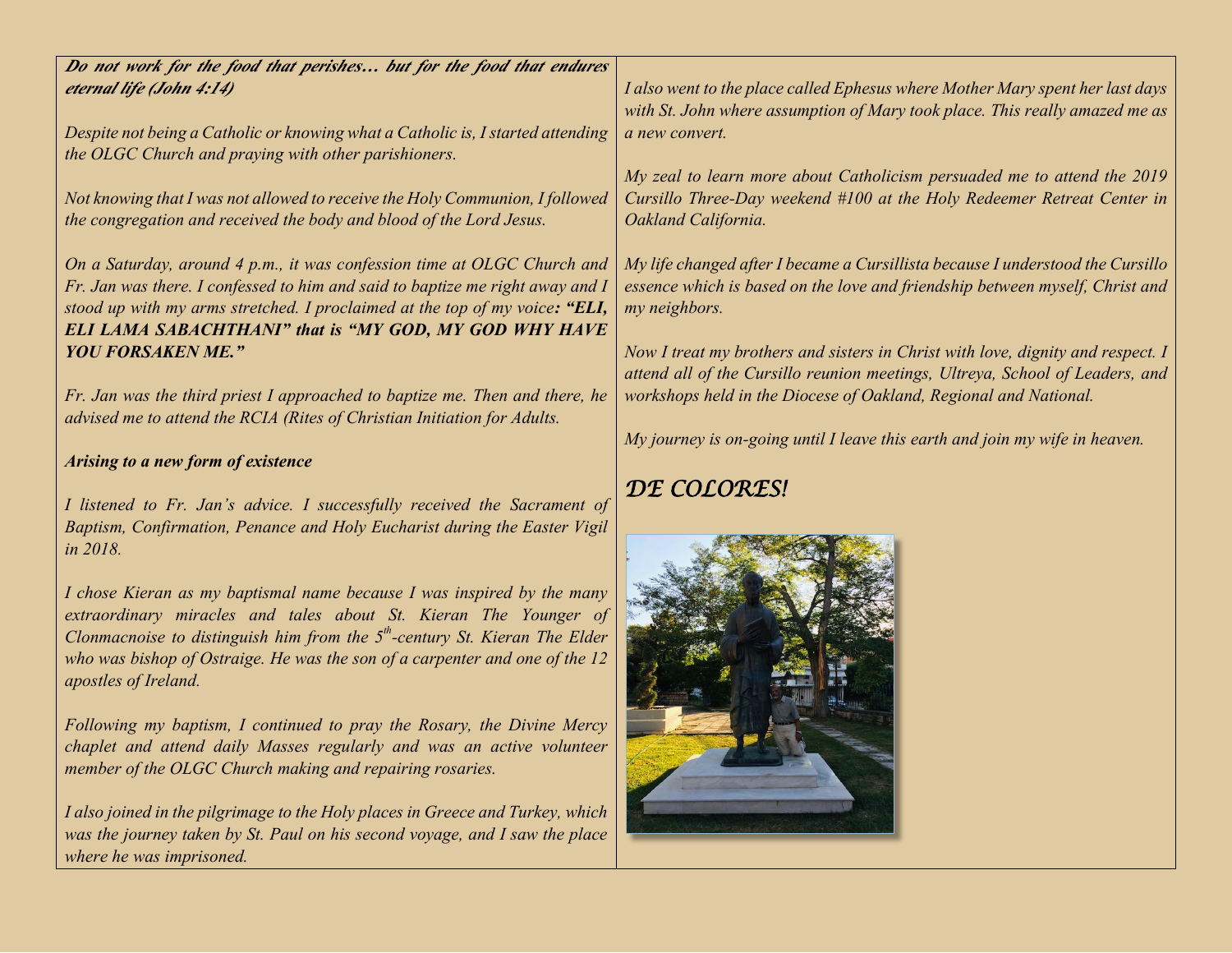***Do not work for the food that perishes… but for the food that endures eternal life (John 4:14)***

*Despite not being a Catholic or knowing what a Catholic is, I started attending the OLGC Church and praying with other parishioners.*

*Not knowing that I was not allowed to receive the Holy Communion, I followed the congregation and received the body and blood of the Lord Jesus.*

*On a Saturday, around 4 p.m., it was confession time at OLGC Church and Fr. Jan was there. I confessed to him and said to baptize me right away and I stood up with my arms stretched. I proclaimed at the top of my voice**: "ELI, ELI LAMA SABACHTHANI" that is "MY GOD, MY GOD WHY HAVE YOU FORSAKEN ME."***

*Fr. Jan was the third priest I approached to baptize me. Then and there, he advised me to attend the RCIA (Rites of Christian Initiation for Adults.*

***Arising to a new form of existence***

*I listened to Fr. Jan's advice. I successfully received the Sacrament of Baptism, Confirmation, Penance and Holy Eucharist during the Easter Vigil in 2018.*

*I chose Kieran as my baptismal name because I was inspired by the many extraordinary miracles and tales about St. Kieran The Younger of Clonmacnoise to distinguish him from the 5th-century St. Kieran The Elder who was bishop of Ostraige. He was the son of a carpenter and one of the 12 apostles of Ireland.*

*Following my baptism, I continued to pray the Rosary, the Divine Mercy chaplet and attend daily Masses regularly and was an active volunteer member of the OLGC Church making and repairing rosaries.*

*I also joined in the pilgrimage to the Holy places in Greece and Turkey, which was the journey taken by St. Paul on his second voyage, and I saw the place where he was imprisoned.*

*I also went to the place called Ephesus where Mother Mary spent her last days with St. John where assumption of Mary took place. This really amazed me as a new convert.*

*My zeal to learn more about Catholicism persuaded me to attend the 2019 Cursillo Three-Day weekend #100 at the Holy Redeemer Retreat Center in Oakland California.*

*My life changed after I became a Cursillista because I understood the Cursillo essence which is based on the love and friendship between myself, Christ and my neighbors.*

*Now I treat my brothers and sisters in Christ with love, dignity and respect. I attend all of the Cursillo reunion meetings, Ultreya, School of Leaders, and workshops held in the Diocese of Oakland, Regional and National.*

*My journey is on-going until I leave this earth and join my wife in heaven.*

## *DE COLORES!*